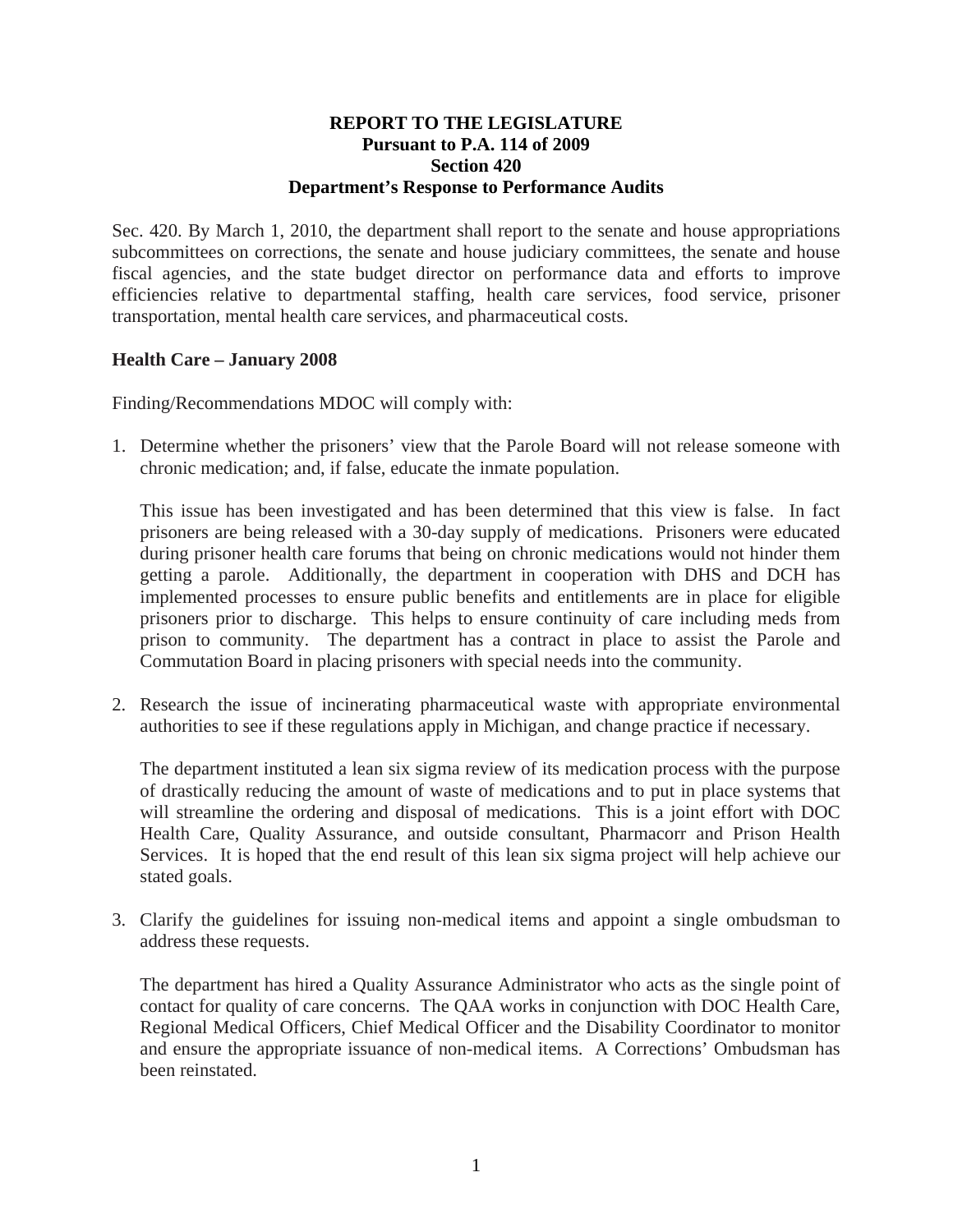**REPORT TO THE LEGISLATURE**
**Pursuant to P.A. 114 of 2009**
**Section 420**
**Department's Response to Performance Audits**

Sec. 420. By March 1, 2010, the department shall report to the senate and house appropriations subcommittees on corrections, the senate and house judiciary committees, the senate and house fiscal agencies, and the state budget director on performance data and efforts to improve efficiencies relative to departmental staffing, health care services, food service, prisoner transportation, mental health care services, and pharmaceutical costs.

**Health Care – January 2008**

Finding/Recommendations MDOC will comply with:

1. Determine whether the prisoners' view that the Parole Board will not release someone with chronic medication; and, if false, educate the inmate population.

   This issue has been investigated and has been determined that this view is false. In fact prisoners are being released with a 30-day supply of medications. Prisoners were educated during prisoner health care forums that being on chronic medications would not hinder them getting a parole. Additionally, the department in cooperation with DHS and DCH has implemented processes to ensure public benefits and entitlements are in place for eligible prisoners prior to discharge. This helps to ensure continuity of care including meds from prison to community. The department has a contract in place to assist the Parole and Commutation Board in placing prisoners with special needs into the community.

2. Research the issue of incinerating pharmaceutical waste with appropriate environmental authorities to see if these regulations apply in Michigan, and change practice if necessary.

   The department instituted a lean six sigma review of its medication process with the purpose of drastically reducing the amount of waste of medications and to put in place systems that will streamline the ordering and disposal of medications. This is a joint effort with DOC Health Care, Quality Assurance, and outside consultant, Pharmacorr and Prison Health Services. It is hoped that the end result of this lean six sigma project will help achieve our stated goals.

3. Clarify the guidelines for issuing non-medical items and appoint a single ombudsman to address these requests.

   The department has hired a Quality Assurance Administrator who acts as the single point of contact for quality of care concerns. The QAA works in conjunction with DOC Health Care, Regional Medical Officers, Chief Medical Officer and the Disability Coordinator to monitor and ensure the appropriate issuance of non-medical items. A Corrections' Ombudsman has been reinstated.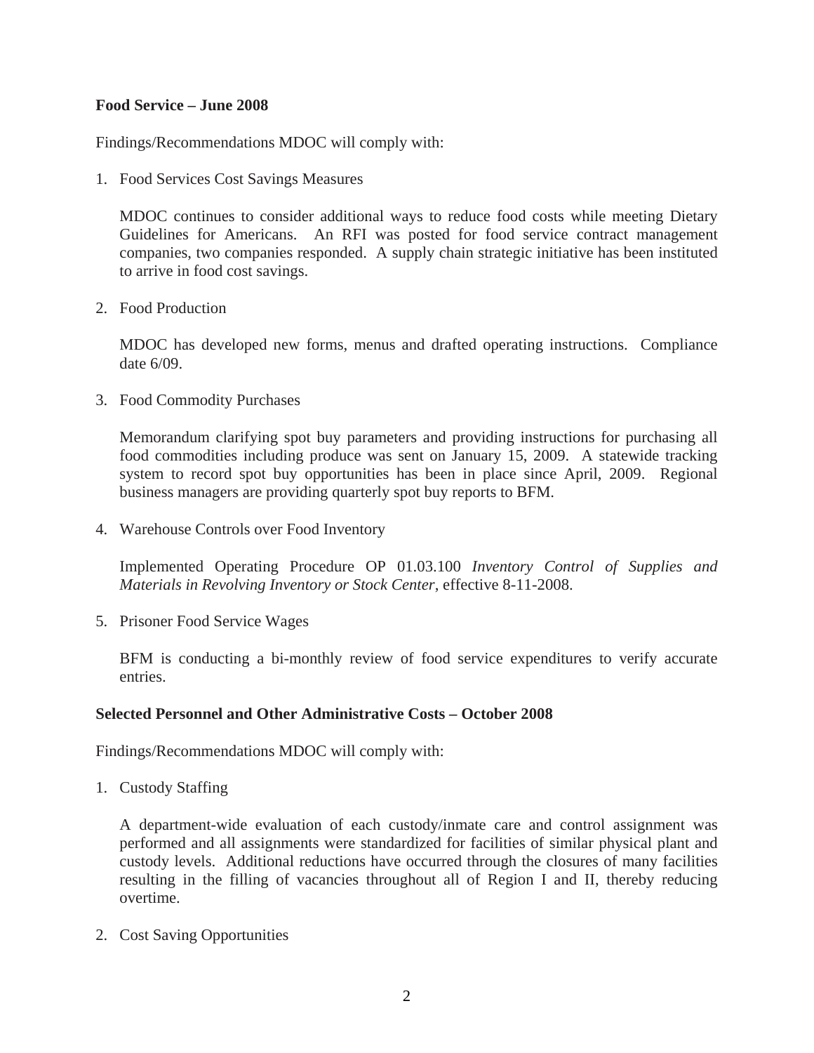**Food Service – June 2008**

Findings/Recommendations MDOC will comply with:

1. Food Services Cost Savings Measures

   MDOC continues to consider additional ways to reduce food costs while meeting Dietary Guidelines for Americans. An RFI was posted for food service contract management companies, two companies responded. A supply chain strategic initiative has been instituted to arrive in food cost savings.

2. Food Production

   MDOC has developed new forms, menus and drafted operating instructions. Compliance date 6/09.

3. Food Commodity Purchases

   Memorandum clarifying spot buy parameters and providing instructions for purchasing all food commodities including produce was sent on January 15, 2009. A statewide tracking system to record spot buy opportunities has been in place since April, 2009. Regional business managers are providing quarterly spot buy reports to BFM.

4. Warehouse Controls over Food Inventory

   Implemented Operating Procedure OP 01.03.100 *Inventory Control of Supplies and Materials in Revolving Inventory or Stock Center*, effective 8-11-2008.

5. Prisoner Food Service Wages

   BFM is conducting a bi-monthly review of food service expenditures to verify accurate entries.

**Selected Personnel and Other Administrative Costs – October 2008**

Findings/Recommendations MDOC will comply with:

1. Custody Staffing

   A department-wide evaluation of each custody/inmate care and control assignment was performed and all assignments were standardized for facilities of similar physical plant and custody levels. Additional reductions have occurred through the closures of many facilities resulting in the filling of vacancies throughout all of Region I and II, thereby reducing overtime.

2. Cost Saving Opportunities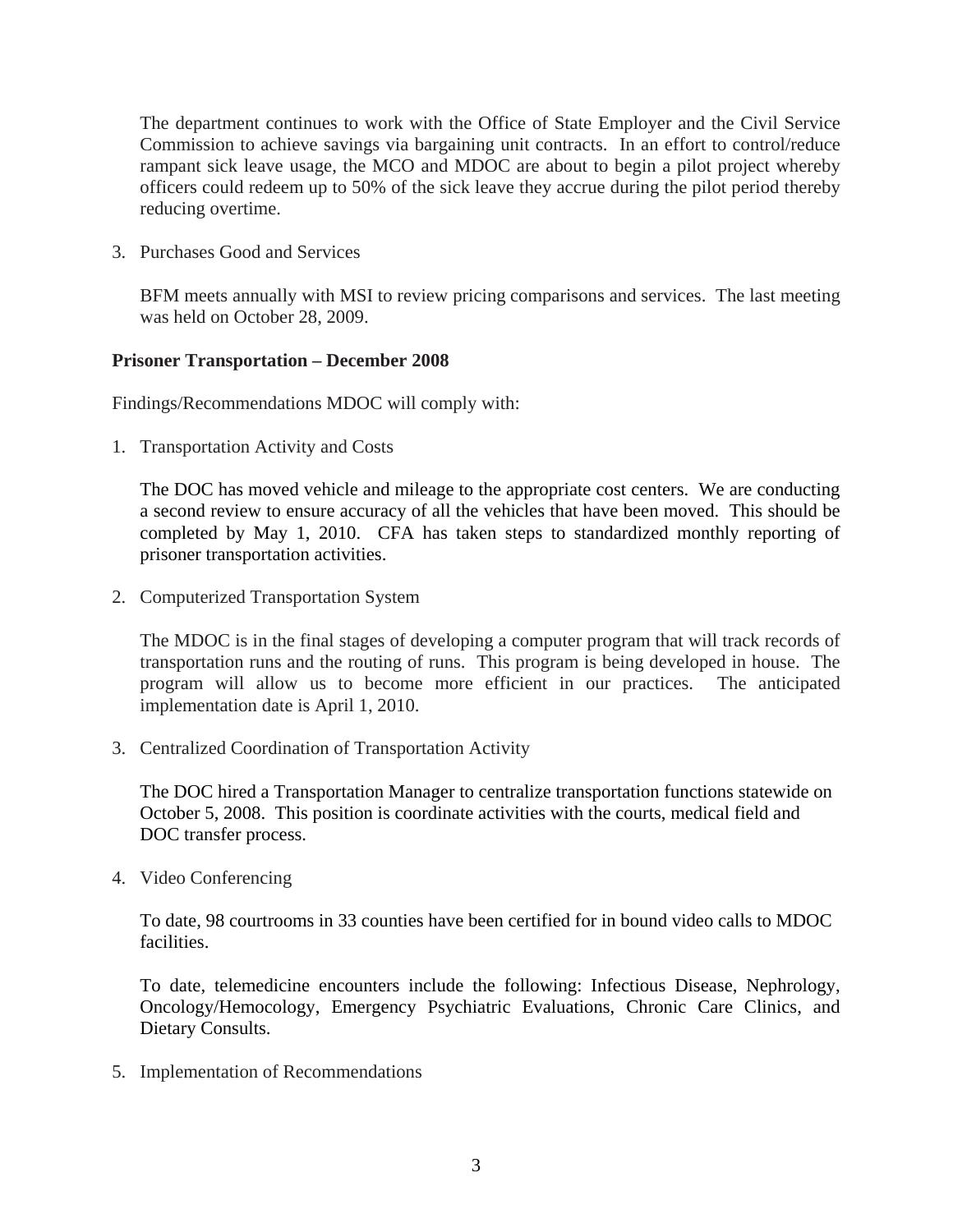The department continues to work with the Office of State Employer and the Civil Service Commission to achieve savings via bargaining unit contracts. In an effort to control/reduce rampant sick leave usage, the MCO and MDOC are about to begin a pilot project whereby officers could redeem up to 50% of the sick leave they accrue during the pilot period thereby reducing overtime.

3. Purchases Good and Services

   BFM meets annually with MSI to review pricing comparisons and services. The last meeting was held on October 28, 2009.

**Prisoner Transportation – December 2008**

Findings/Recommendations MDOC will comply with:

1. Transportation Activity and Costs

   The DOC has moved vehicle and mileage to the appropriate cost centers. We are conducting a second review to ensure accuracy of all the vehicles that have been moved. This should be completed by May 1, 2010. CFA has taken steps to standardized monthly reporting of prisoner transportation activities.

2. Computerized Transportation System

   The MDOC is in the final stages of developing a computer program that will track records of transportation runs and the routing of runs. This program is being developed in house. The program will allow us to become more efficient in our practices. The anticipated implementation date is April 1, 2010.

3. Centralized Coordination of Transportation Activity

   The DOC hired a Transportation Manager to centralize transportation functions statewide on October 5, 2008. This position is coordinate activities with the courts, medical field and DOC transfer process.

4. Video Conferencing

   To date, 98 courtrooms in 33 counties have been certified for in bound video calls to MDOC facilities.

   To date, telemedicine encounters include the following: Infectious Disease, Nephrology, Oncology/Hemocology, Emergency Psychiatric Evaluations, Chronic Care Clinics, and Dietary Consults.

5. Implementation of Recommendations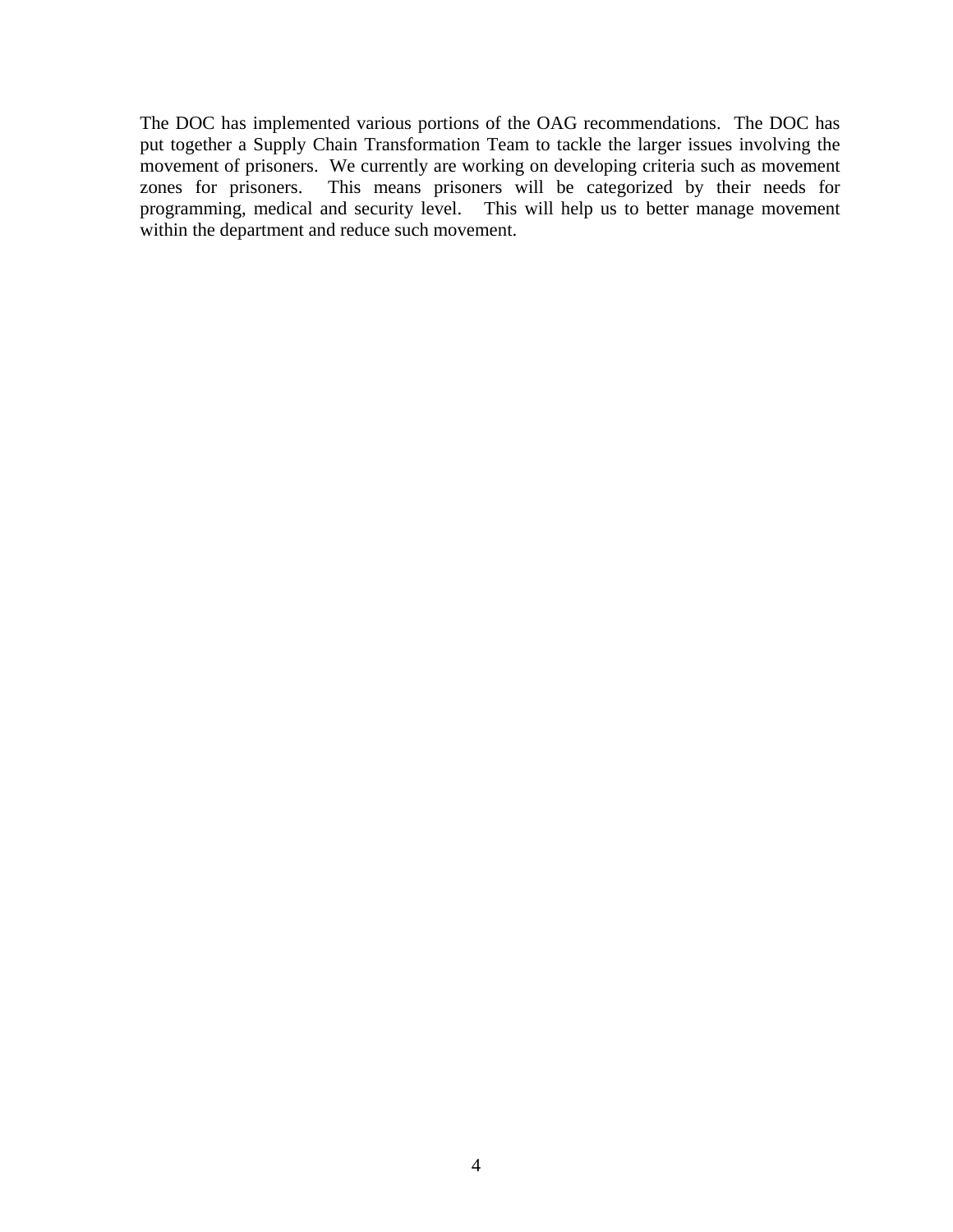The DOC has implemented various portions of the OAG recommendations. The DOC has put together a Supply Chain Transformation Team to tackle the larger issues involving the movement of prisoners. We currently are working on developing criteria such as movement zones for prisoners. This means prisoners will be categorized by their needs for programming, medical and security level. This will help us to better manage movement within the department and reduce such movement.